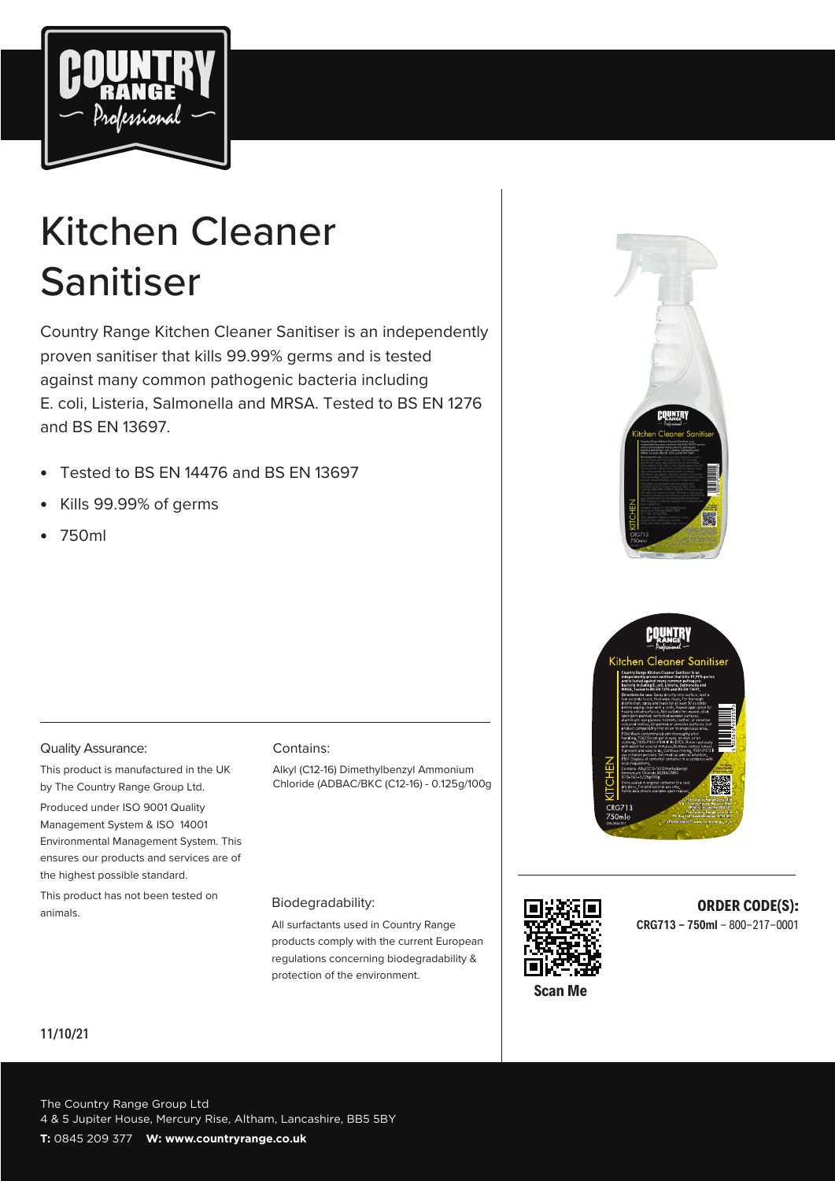# Kitchen Cleaner Sanitiser

Country Range Kitchen Cleaner Sanitiser is an independently proven sanitiser that kills 99.99% germs and is tested against many common pathogenic bacteria including E. coli, Listeria, Salmonella and MRSA. Tested to BS EN 1276 and BS EN 13697.

- Tested to BS EN 14476 and BS EN 13697
- Kills 99.99% of germs
- 750ml

Quality Assurance:

This product is manufactured in the UK by The Country Range Group Ltd.

Produced under ISO 9001 Quality Management System & ISO 14001 Environmental Management System. This ensures our products and services are of the highest possible standard.

This product has not been tested on animals.

Contains:

Alkyl (C12-16) Dimethylbenzyl Ammonium Chloride (ADBAC/BKC (C12-16) - 0.125g/100g

Biodegradability:

All surfactants used in Country Range products comply with the current European regulations concerning biodegradability & protection of the environment.

Scan Me

**ORDER CODE(S):**

**CRG713 – 750ml** – 800-217-0001

**11/10/21**

The Country Range Group Ltd
4 & 5 Jupiter House, Mercury Rise, Altham, Lancashire, BB5 5BY

**T:** 0845 209 377 **W: www.countryrange.co.uk**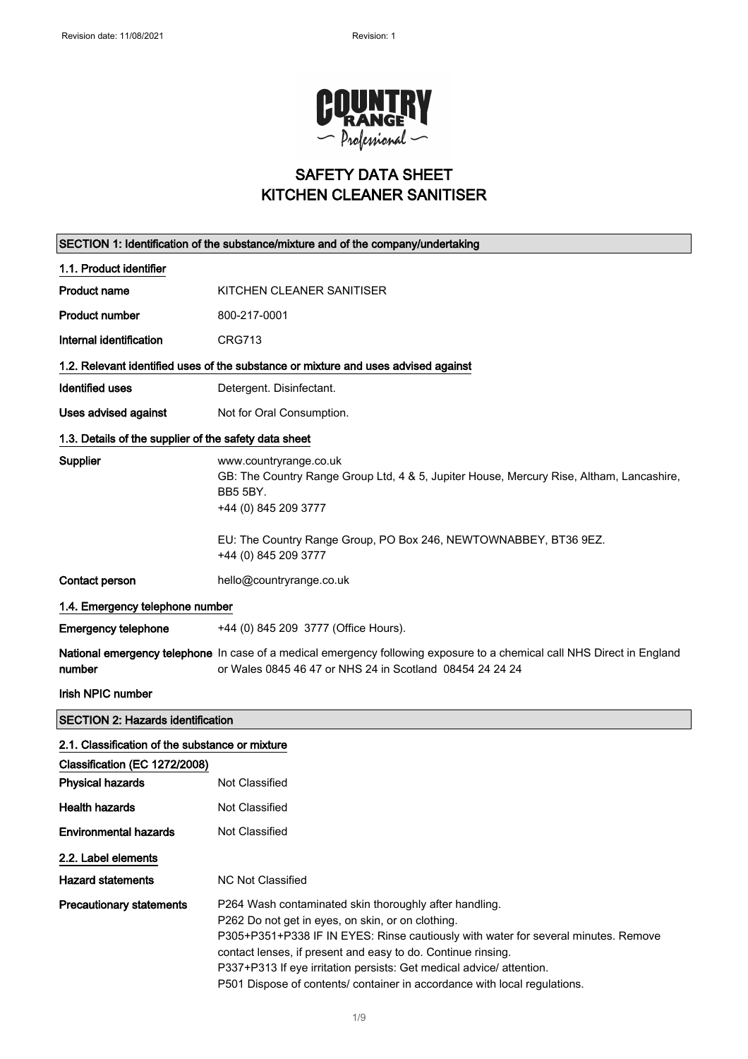# SAFETY DATA SHEET
# KITCHEN CLEANER SANITISER

## SECTION 1: Identification of the substance/mixture and of the company/undertaking

### 1.1. Product identifier

| | |
|---|---|
| **Product name** | KITCHEN CLEANER SANITISER |
| **Product number** | 800-217-0001 |
| **Internal identification** | CRG713 |

### 1.2. Relevant identified uses of the substance or mixture and uses advised against

| | |
|---|---|
| **Identified uses** | Detergent. Disinfectant. |
| **Uses advised against** | Not for Oral Consumption. |

### 1.3. Details of the supplier of the safety data sheet

**Supplier**
www.countryrange.co.uk
GB: The Country Range Group Ltd, 4 & 5, Jupiter House, Mercury Rise, Altham, Lancashire, BB5 5BY.
+44 (0) 845 209 3777

EU: The Country Range Group, PO Box 246, NEWTOWNABBEY, BT36 9EZ.
+44 (0) 845 209 3777

**Contact person** hello@countryrange.co.uk

### 1.4. Emergency telephone number

**Emergency telephone** +44 (0) 845 209 3777 (Office Hours).

**National emergency telephone number** In case of a medical emergency following exposure to a chemical call NHS Direct in England or Wales 0845 46 47 or NHS 24 in Scotland 08454 24 24 24

**Irish NPIC number**

## SECTION 2: Hazards identification

### 2.1. Classification of the substance or mixture

**Classification (EC 1272/2008)**

| | |
|---|---|
| **Physical hazards** | Not Classified |
| **Health hazards** | Not Classified |
| **Environmental hazards** | Not Classified |

### 2.2. Label elements

**Hazard statements** NC Not Classified

**Precautionary statements**
P264 Wash contaminated skin thoroughly after handling.
P262 Do not get in eyes, on skin, or on clothing.
P305+P351+P338 IF IN EYES: Rinse cautiously with water for several minutes. Remove contact lenses, if present and easy to do. Continue rinsing.
P337+P313 If eye irritation persists: Get medical advice/ attention.
P501 Dispose of contents/ container in accordance with local regulations.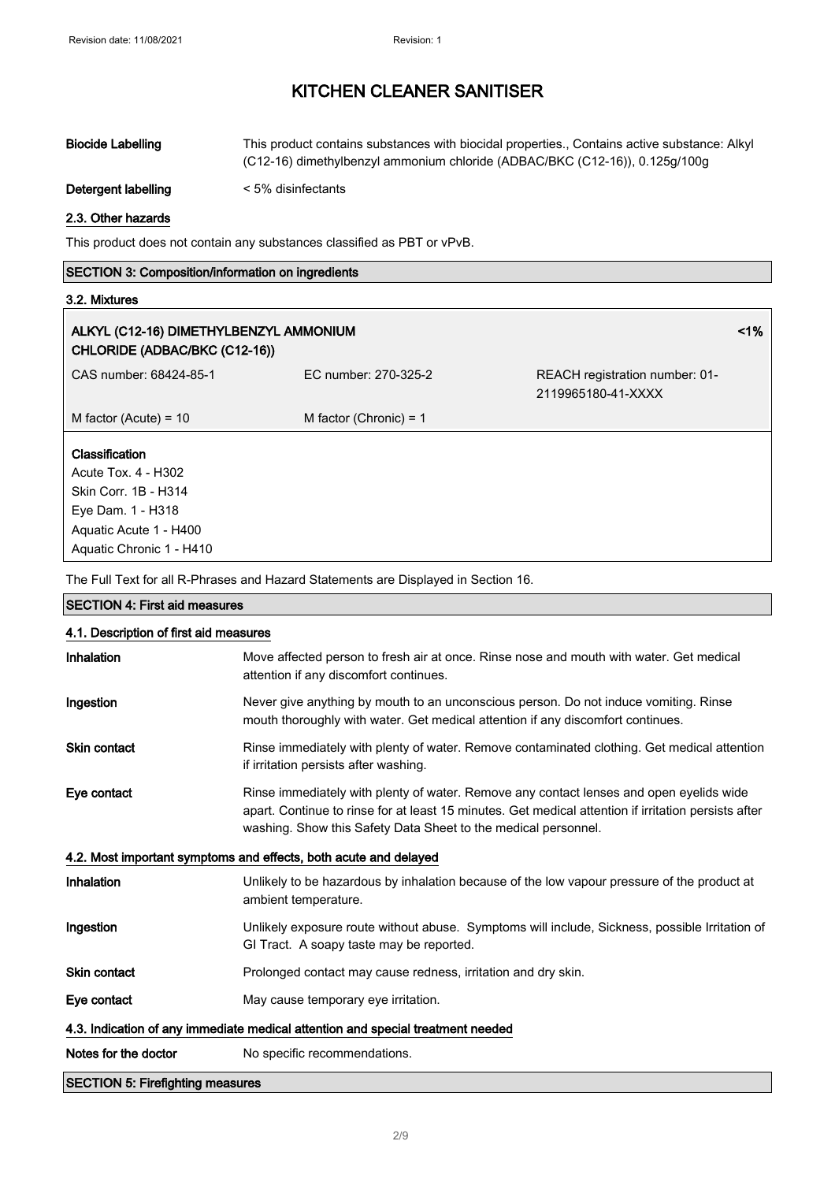| | |
|---|---|
| **Biocide Labelling** | This product contains substances with biocidal properties., Contains active substance: Alkyl (C12-16) dimethylbenzyl ammonium chloride (ADBAC/BKC (C12-16)), 0.125g/100g |
| **Detergent labelling** | < 5% disinfectants |

### 2.3. Other hazards

This product does not contain any substances classified as PBT or vPvB.

## SECTION 3: Composition/information on ingredients

### 3.2. Mixtures

| **ALKYL (C12-16) DIMETHYLBENZYL AMMONIUM CHLORIDE (ADBAC/BKC (C12-16))** | | **<1%** |
|---|---|---|
| CAS number: 68424-85-1 | EC number: 270-325-2 | REACH registration number: 01-2119965180-41-XXXX |
| M factor (Acute) = 10 | M factor (Chronic) = 1 | |

**Classification**
Acute Tox. 4 - H302
Skin Corr. 1B - H314
Eye Dam. 1 - H318
Aquatic Acute 1 - H400
Aquatic Chronic 1 - H410

The Full Text for all R-Phrases and Hazard Statements are Displayed in Section 16.

## SECTION 4: First aid measures

### 4.1. Description of first aid measures

| | |
|---|---|
| **Inhalation** | Move affected person to fresh air at once. Rinse nose and mouth with water. Get medical attention if any discomfort continues. |
| **Ingestion** | Never give anything by mouth to an unconscious person. Do not induce vomiting. Rinse mouth thoroughly with water. Get medical attention if any discomfort continues. |
| **Skin contact** | Rinse immediately with plenty of water. Remove contaminated clothing. Get medical attention if irritation persists after washing. |
| **Eye contact** | Rinse immediately with plenty of water. Remove any contact lenses and open eyelids wide apart. Continue to rinse for at least 15 minutes. Get medical attention if irritation persists after washing. Show this Safety Data Sheet to the medical personnel. |

### 4.2. Most important symptoms and effects, both acute and delayed

| | |
|---|---|
| **Inhalation** | Unlikely to be hazardous by inhalation because of the low vapour pressure of the product at ambient temperature. |
| **Ingestion** | Unlikely exposure route without abuse. Symptoms will include, Sickness, possible Irritation of GI Tract. A soapy taste may be reported. |
| **Skin contact** | Prolonged contact may cause redness, irritation and dry skin. |
| **Eye contact** | May cause temporary eye irritation. |

### 4.3. Indication of any immediate medical attention and special treatment needed

| | |
|---|---|
| **Notes for the doctor** | No specific recommendations. |

## SECTION 5: Firefighting measures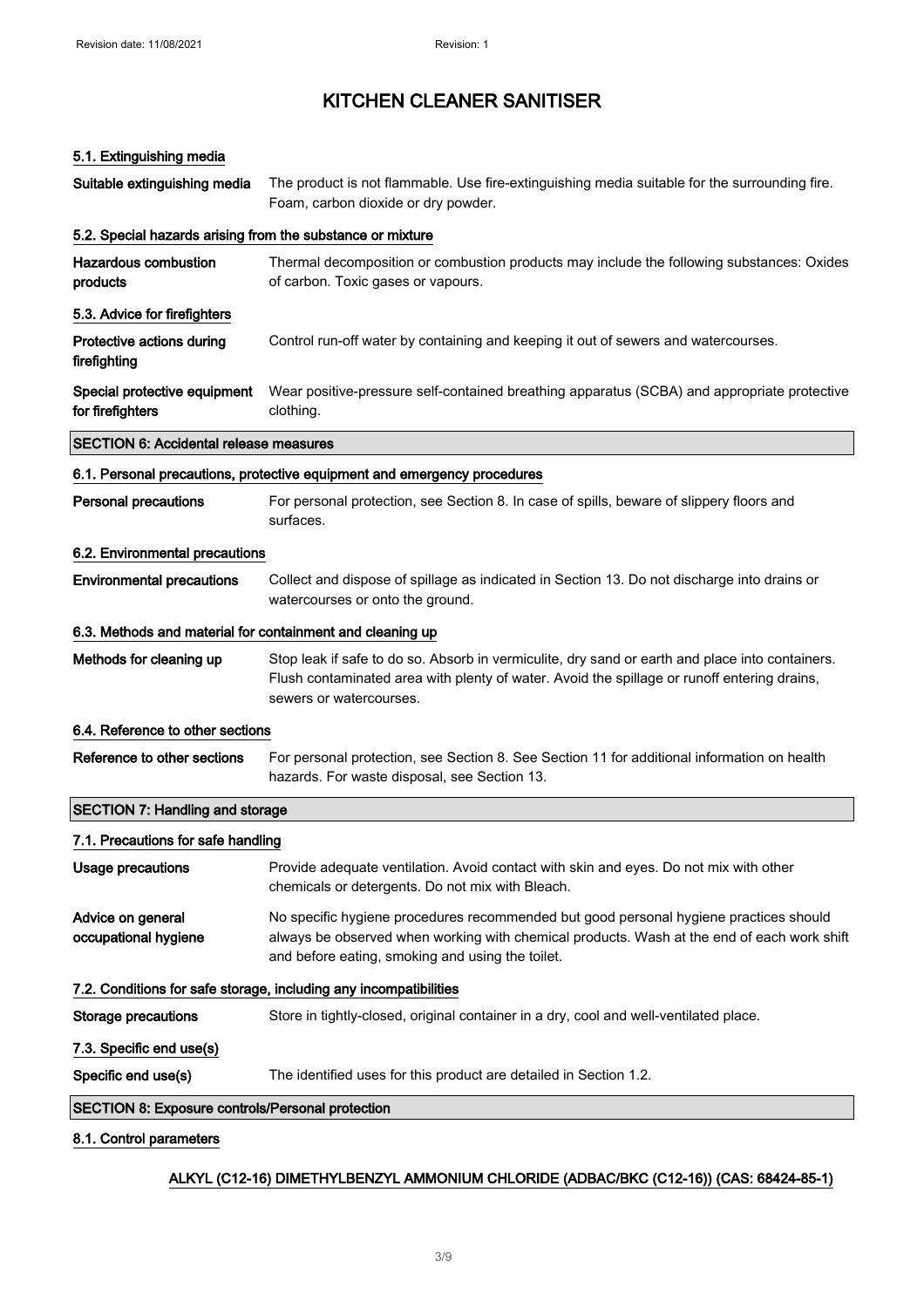# KITCHEN CLEANER SANITISER

### 5.1. Extinguishing media

| | |
|---|---|
| **Suitable extinguishing media** | The product is not flammable. Use fire-extinguishing media suitable for the surrounding fire. Foam, carbon dioxide or dry powder. |

### 5.2. Special hazards arising from the substance or mixture

| | |
|---|---|
| **Hazardous combustion products** | Thermal decomposition or combustion products may include the following substances: Oxides of carbon. Toxic gases or vapours. |

### 5.3. Advice for firefighters

| | |
|---|---|
| **Protective actions during firefighting** | Control run-off water by containing and keeping it out of sewers and watercourses. |
| **Special protective equipment for firefighters** | Wear positive-pressure self-contained breathing apparatus (SCBA) and appropriate protective clothing. |

## SECTION 6: Accidental release measures

### 6.1. Personal precautions, protective equipment and emergency procedures

| | |
|---|---|
| **Personal precautions** | For personal protection, see Section 8. In case of spills, beware of slippery floors and surfaces. |

### 6.2. Environmental precautions

| | |
|---|---|
| **Environmental precautions** | Collect and dispose of spillage as indicated in Section 13. Do not discharge into drains or watercourses or onto the ground. |

### 6.3. Methods and material for containment and cleaning up

| | |
|---|---|
| **Methods for cleaning up** | Stop leak if safe to do so. Absorb in vermiculite, dry sand or earth and place into containers. Flush contaminated area with plenty of water. Avoid the spillage or runoff entering drains, sewers or watercourses. |

### 6.4. Reference to other sections

| | |
|---|---|
| **Reference to other sections** | For personal protection, see Section 8. See Section 11 for additional information on health hazards. For waste disposal, see Section 13. |

## SECTION 7: Handling and storage

### 7.1. Precautions for safe handling

| | |
|---|---|
| **Usage precautions** | Provide adequate ventilation. Avoid contact with skin and eyes. Do not mix with other chemicals or detergents. Do not mix with Bleach. |
| **Advice on general occupational hygiene** | No specific hygiene procedures recommended but good personal hygiene practices should always be observed when working with chemical products. Wash at the end of each work shift and before eating, smoking and using the toilet. |

### 7.2. Conditions for safe storage, including any incompatibilities

| | |
|---|---|
| **Storage precautions** | Store in tightly-closed, original container in a dry, cool and well-ventilated place. |

### 7.3. Specific end use(s)

| | |
|---|---|
| **Specific end use(s)** | The identified uses for this product are detailed in Section 1.2. |

## SECTION 8: Exposure controls/Personal protection

### 8.1. Control parameters

ALKYL (C12-16) DIMETHYLBENZYL AMMONIUM CHLORIDE (ADBAC/BKC (C12-16)) (CAS: 68424-85-1)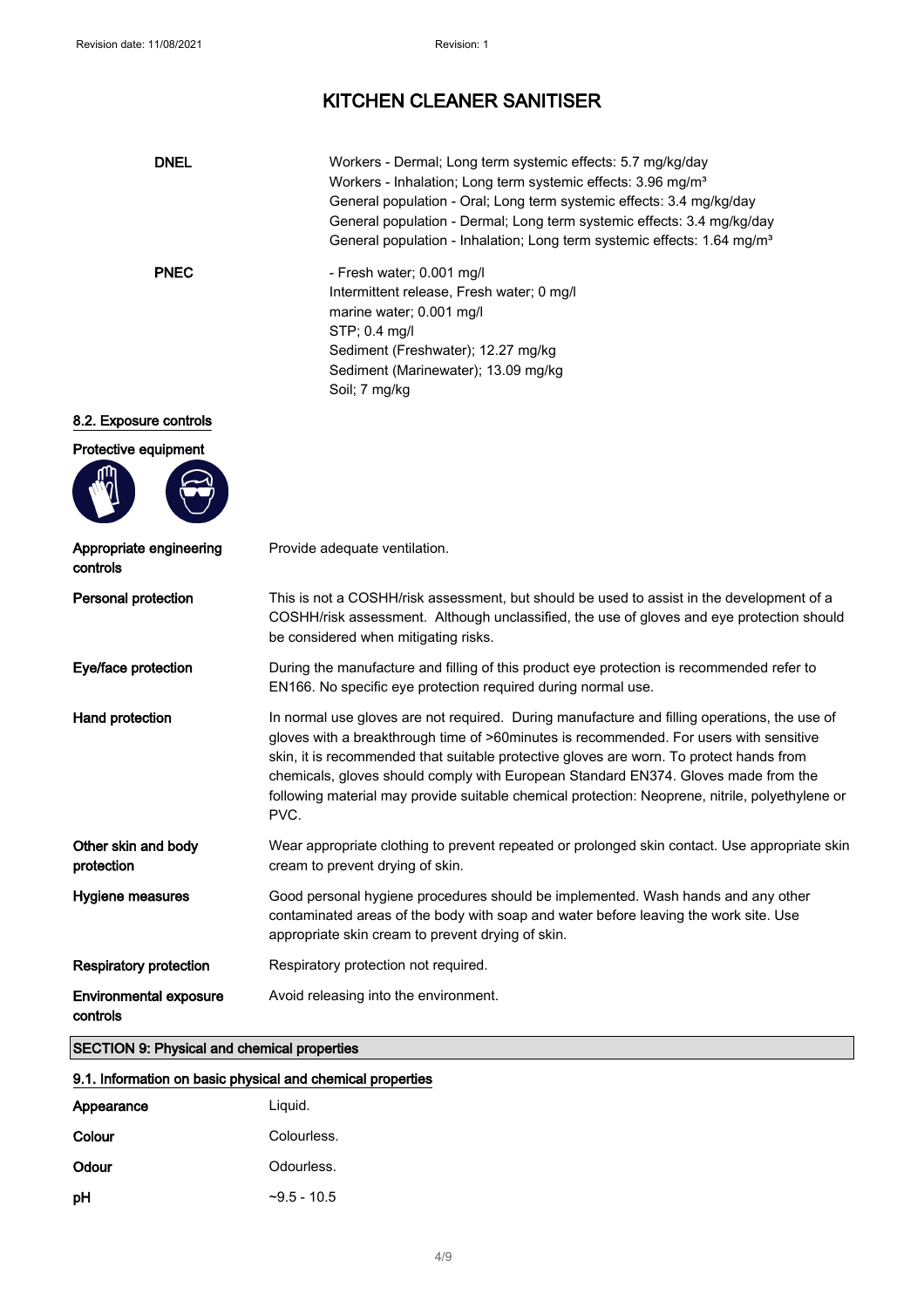# KITCHEN CLEANER SANITISER

| | |
|---|---|
| **DNEL** | Workers - Dermal; Long term systemic effects: 5.7 mg/kg/day<br>Workers - Inhalation; Long term systemic effects: 3.96 mg/m³<br>General population - Oral; Long term systemic effects: 3.4 mg/kg/day<br>General population - Dermal; Long term systemic effects: 3.4 mg/kg/day<br>General population - Inhalation; Long term systemic effects: 1.64 mg/m³ |
| **PNEC** | - Fresh water; 0.001 mg/l<br>Intermittent release, Fresh water; 0 mg/l<br>marine water; 0.001 mg/l<br>STP; 0.4 mg/l<br>Sediment (Freshwater); 12.27 mg/kg<br>Sediment (Marinewater); 13.09 mg/kg<br>Soil; 7 mg/kg |

## 8.2. Exposure controls

**Protective equipment**

| | |
|---|---|
| **Appropriate engineering controls** | Provide adequate ventilation. |
| **Personal protection** | This is not a COSHH/risk assessment, but should be used to assist in the development of a COSHH/risk assessment. Although unclassified, the use of gloves and eye protection should be considered when mitigating risks. |
| **Eye/face protection** | During the manufacture and filling of this product eye protection is recommended refer to EN166. No specific eye protection required during normal use. |
| **Hand protection** | In normal use gloves are not required. During manufacture and filling operations, the use of gloves with a breakthrough time of >60minutes is recommended. For users with sensitive skin, it is recommended that suitable protective gloves are worn. To protect hands from chemicals, gloves should comply with European Standard EN374. Gloves made from the following material may provide suitable chemical protection: Neoprene, nitrile, polyethylene or PVC. |
| **Other skin and body protection** | Wear appropriate clothing to prevent repeated or prolonged skin contact. Use appropriate skin cream to prevent drying of skin. |
| **Hygiene measures** | Good personal hygiene procedures should be implemented. Wash hands and any other contaminated areas of the body with soap and water before leaving the work site. Use appropriate skin cream to prevent drying of skin. |
| **Respiratory protection** | Respiratory protection not required. |
| **Environmental exposure controls** | Avoid releasing into the environment. |

## SECTION 9: Physical and chemical properties

### 9.1. Information on basic physical and chemical properties

| | |
|---|---|
| **Appearance** | Liquid. |
| **Colour** | Colourless. |
| **Odour** | Odourless. |
| **pH** | ~9.5 - 10.5 |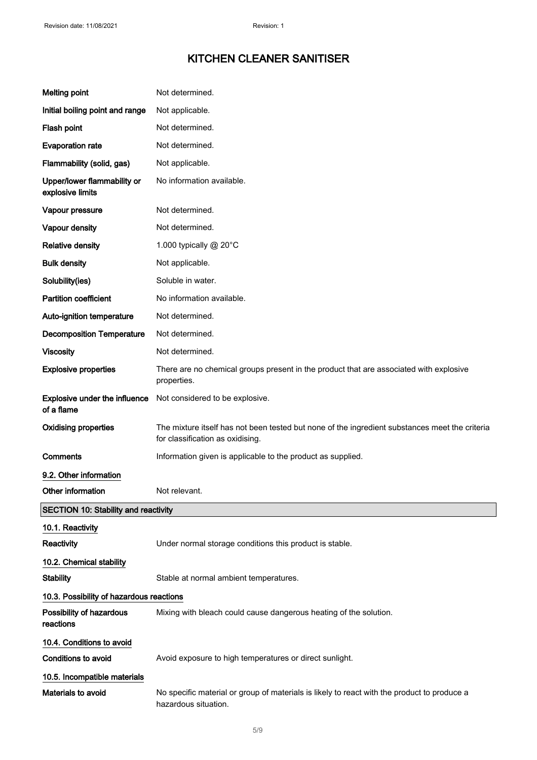| | |
|---|---|
| **Melting point** | Not determined. |
| **Initial boiling point and range** | Not applicable. |
| **Flash point** | Not determined. |
| **Evaporation rate** | Not determined. |
| **Flammability (solid, gas)** | Not applicable. |
| **Upper/lower flammability or explosive limits** | No information available. |
| **Vapour pressure** | Not determined. |
| **Vapour density** | Not determined. |
| **Relative density** | 1.000 typically @ 20°C |
| **Bulk density** | Not applicable. |
| **Solubility(ies)** | Soluble in water. |
| **Partition coefficient** | No information available. |
| **Auto-ignition temperature** | Not determined. |
| **Decomposition Temperature** | Not determined. |
| **Viscosity** | Not determined. |
| **Explosive properties** | There are no chemical groups present in the product that are associated with explosive properties. |
| **Explosive under the influence of a flame** | Not considered to be explosive. |
| **Oxidising properties** | The mixture itself has not been tested but none of the ingredient substances meet the criteria for classification as oxidising. |
| **Comments** | Information given is applicable to the product as supplied. |

### 9.2. Other information

**Other information** Not relevant.

## SECTION 10: Stability and reactivity

### 10.1. Reactivity

**Reactivity** Under normal storage conditions this product is stable.

### 10.2. Chemical stability

**Stability** Stable at normal ambient temperatures.

### 10.3. Possibility of hazardous reactions

**Possibility of hazardous reactions** Mixing with bleach could cause dangerous heating of the solution.

### 10.4. Conditions to avoid

**Conditions to avoid** Avoid exposure to high temperatures or direct sunlight.

### 10.5. Incompatible materials

**Materials to avoid** No specific material or group of materials is likely to react with the product to produce a hazardous situation.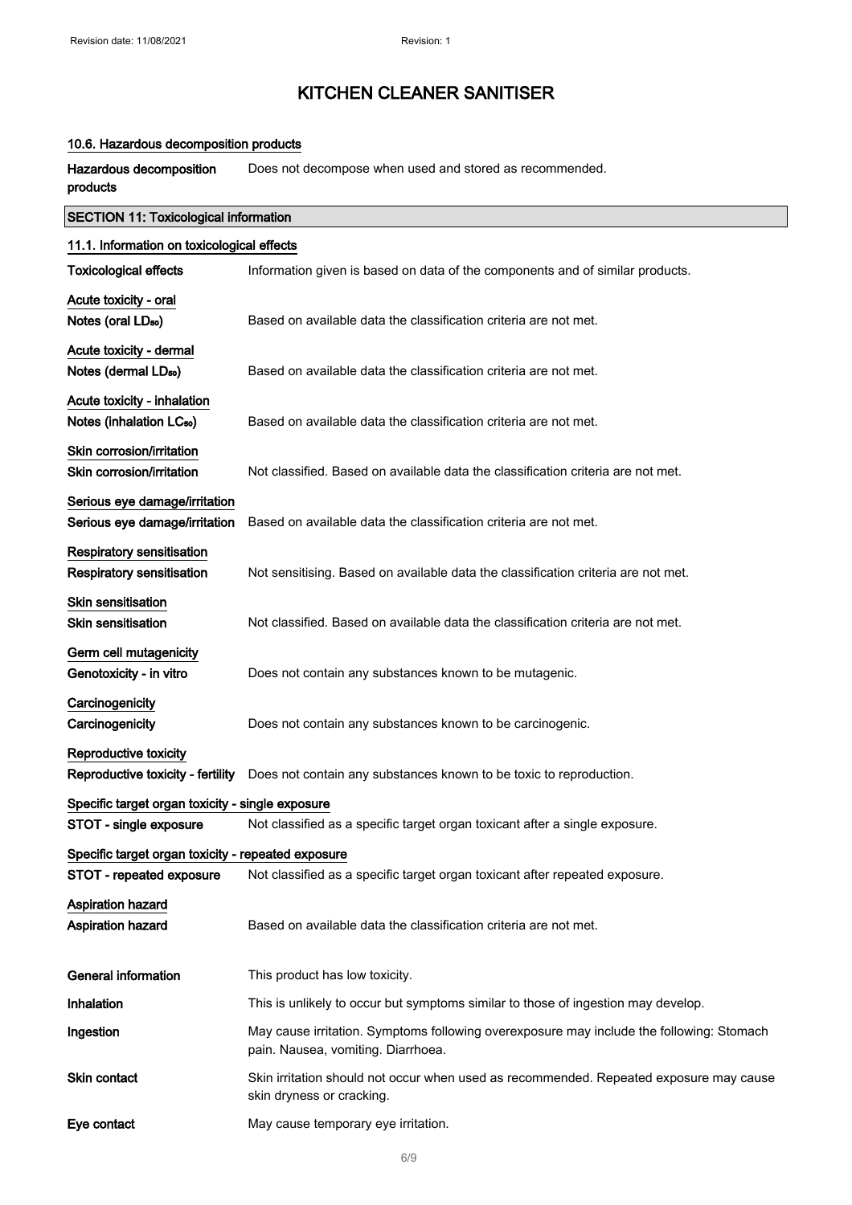### 10.6. Hazardous decomposition products

**Hazardous decomposition products** Does not decompose when used and stored as recommended.

## SECTION 11: Toxicological information

### 11.1. Information on toxicological effects

**Toxicological effects** Information given is based on data of the components and of similar products.

**Acute toxicity - oral**

**Notes (oral $LD_{50}$)** Based on available data the classification criteria are not met.

**Acute toxicity - dermal**

**Notes (dermal $LD_{50}$)** Based on available data the classification criteria are not met.

**Acute toxicity - inhalation**

**Notes (inhalation $LC_{50}$)** Based on available data the classification criteria are not met.

**Skin corrosion/irritation**

**Skin corrosion/irritation** Not classified. Based on available data the classification criteria are not met.

**Serious eye damage/irritation**

**Serious eye damage/irritation** Based on available data the classification criteria are not met.

**Respiratory sensitisation**

**Respiratory sensitisation** Not sensitising. Based on available data the classification criteria are not met.

**Skin sensitisation**

**Skin sensitisation** Not classified. Based on available data the classification criteria are not met.

**Germ cell mutagenicity**

**Genotoxicity - in vitro** Does not contain any substances known to be mutagenic.

**Carcinogenicity**

**Carcinogenicity** Does not contain any substances known to be carcinogenic.

**Reproductive toxicity**

**Reproductive toxicity - fertility** Does not contain any substances known to be toxic to reproduction.

**Specific target organ toxicity - single exposure**

**STOT - single exposure** Not classified as a specific target organ toxicant after a single exposure.

**Specific target organ toxicity - repeated exposure**

**STOT - repeated exposure** Not classified as a specific target organ toxicant after repeated exposure.

**Aspiration hazard**

**Aspiration hazard** Based on available data the classification criteria are not met.

**General information** This product has low toxicity.

**Inhalation** This is unlikely to occur but symptoms similar to those of ingestion may develop.

**Ingestion** May cause irritation. Symptoms following overexposure may include the following: Stomach pain. Nausea, vomiting. Diarrhoea.

**Skin contact** Skin irritation should not occur when used as recommended. Repeated exposure may cause skin dryness or cracking.

**Eye contact** May cause temporary eye irritation.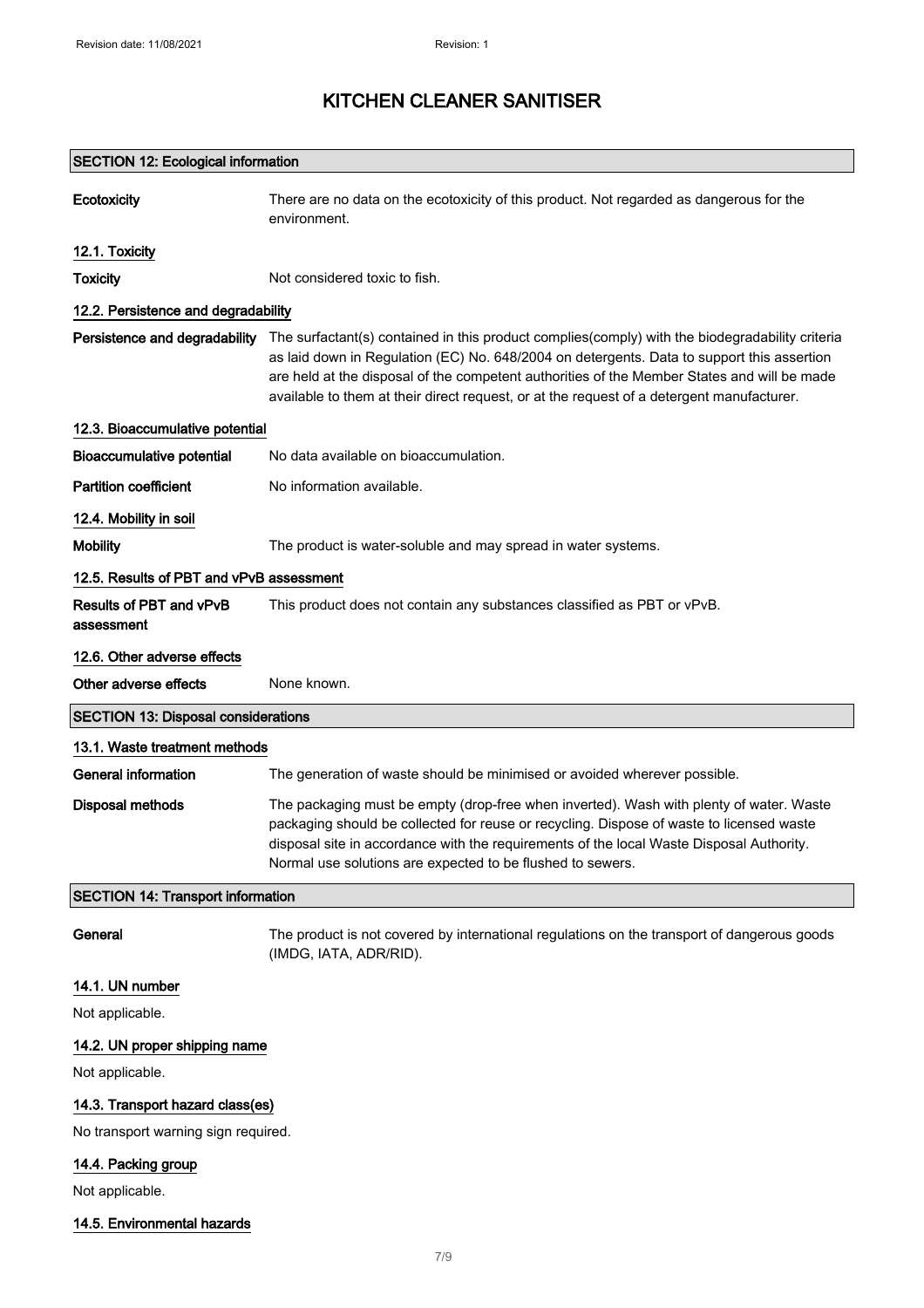## SECTION 12: Ecological information

| | |
|---|---|
| **Ecotoxicity** | There are no data on the ecotoxicity of this product. Not regarded as dangerous for the environment. |

### 12.1. Toxicity

| | |
|---|---|
| **Toxicity** | Not considered toxic to fish. |

### 12.2. Persistence and degradability

| | |
|---|---|
| **Persistence and degradability** | The surfactant(s) contained in this product complies(comply) with the biodegradability criteria as laid down in Regulation (EC) No. 648/2004 on detergents. Data to support this assertion are held at the disposal of the competent authorities of the Member States and will be made available to them at their direct request, or at the request of a detergent manufacturer. |

### 12.3. Bioaccumulative potential

| | |
|---|---|
| **Bioaccumulative potential** | No data available on bioaccumulation. |
| **Partition coefficient** | No information available. |

### 12.4. Mobility in soil

| | |
|---|---|
| **Mobility** | The product is water-soluble and may spread in water systems. |

### 12.5. Results of PBT and vPvB assessment

| | |
|---|---|
| **Results of PBT and vPvB assessment** | This product does not contain any substances classified as PBT or vPvB. |

### 12.6. Other adverse effects

| | |
|---|---|
| **Other adverse effects** | None known. |

## SECTION 13: Disposal considerations

### 13.1. Waste treatment methods

| | |
|---|---|
| **General information** | The generation of waste should be minimised or avoided wherever possible. |
| **Disposal methods** | The packaging must be empty (drop-free when inverted). Wash with plenty of water. Waste packaging should be collected for reuse or recycling. Dispose of waste to licensed waste disposal site in accordance with the requirements of the local Waste Disposal Authority. Normal use solutions are expected to be flushed to sewers. |

## SECTION 14: Transport information

| | |
|---|---|
| **General** | The product is not covered by international regulations on the transport of dangerous goods (IMDG, IATA, ADR/RID). |

### 14.1. UN number

Not applicable.

### 14.2. UN proper shipping name

Not applicable.

### 14.3. Transport hazard class(es)

No transport warning sign required.

### 14.4. Packing group

Not applicable.

### 14.5. Environmental hazards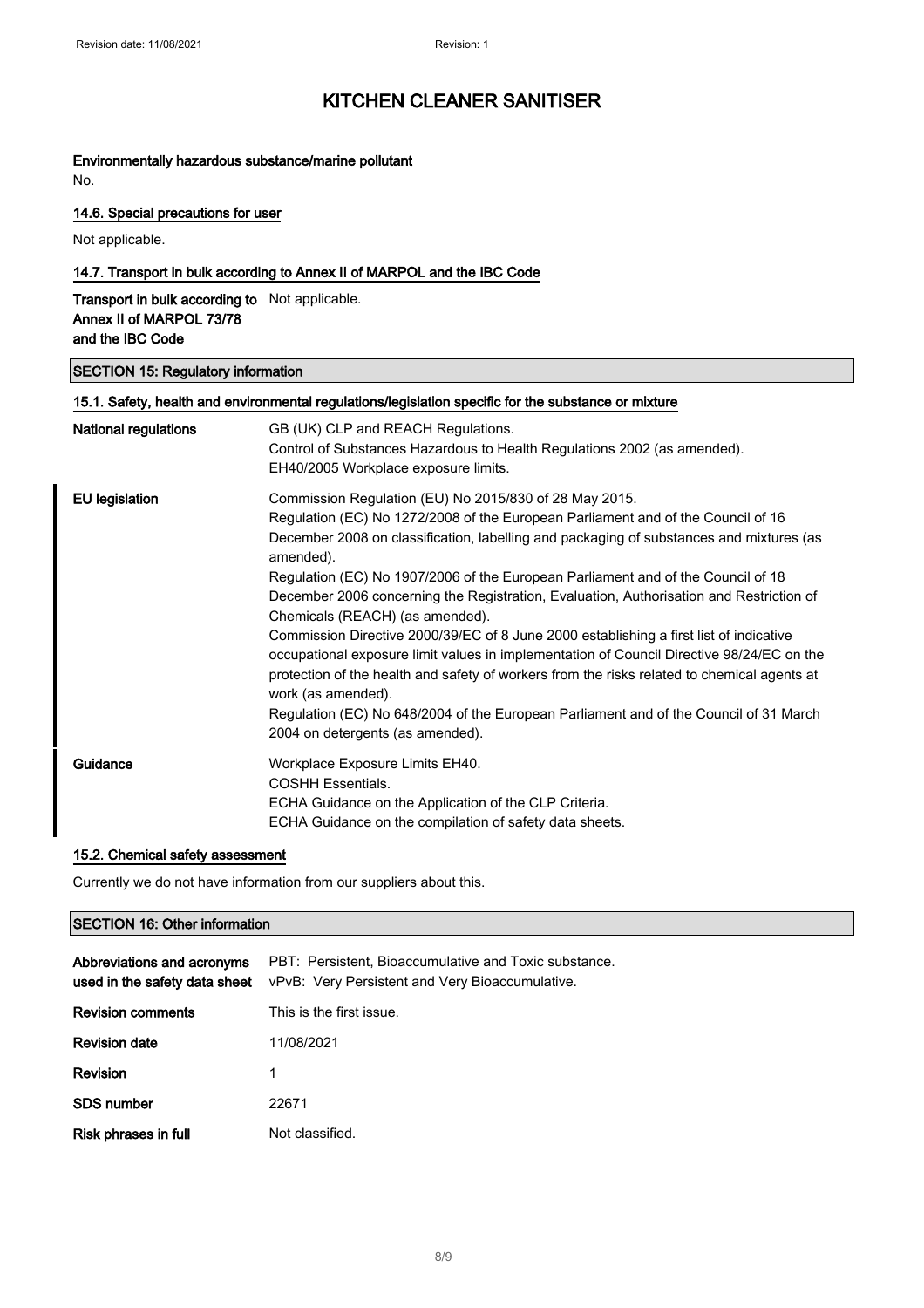**Environmentally hazardous substance/marine pollutant**

No.

### 14.6. Special precautions for user

Not applicable.

### 14.7. Transport in bulk according to Annex II of MARPOL and the IBC Code

| | |
|---|---|
| **Transport in bulk according to Annex II of MARPOL 73/78 and the IBC Code** | Not applicable. |

## SECTION 15: Regulatory information

### 15.1. Safety, health and environmental regulations/legislation specific for the substance or mixture

| | |
|---|---|
| **National regulations** | GB (UK) CLP and REACH Regulations.<br>Control of Substances Hazardous to Health Regulations 2002 (as amended).<br>EH40/2005 Workplace exposure limits. |
| **EU legislation** | Commission Regulation (EU) No 2015/830 of 28 May 2015.<br>Regulation (EC) No 1272/2008 of the European Parliament and of the Council of 16 December 2008 on classification, labelling and packaging of substances and mixtures (as amended).<br>Regulation (EC) No 1907/2006 of the European Parliament and of the Council of 18 December 2006 concerning the Registration, Evaluation, Authorisation and Restriction of Chemicals (REACH) (as amended).<br>Commission Directive 2000/39/EC of 8 June 2000 establishing a first list of indicative occupational exposure limit values in implementation of Council Directive 98/24/EC on the protection of the health and safety of workers from the risks related to chemical agents at work (as amended).<br>Regulation (EC) No 648/2004 of the European Parliament and of the Council of 31 March 2004 on detergents (as amended). |
| **Guidance** | Workplace Exposure Limits EH40.<br>COSHH Essentials.<br>ECHA Guidance on the Application of the CLP Criteria.<br>ECHA Guidance on the compilation of safety data sheets. |

### 15.2. Chemical safety assessment

Currently we do not have information from our suppliers about this.

## SECTION 16: Other information

| | |
|---|---|
| **Abbreviations and acronyms used in the safety data sheet** | PBT: Persistent, Bioaccumulative and Toxic substance.<br>vPvB: Very Persistent and Very Bioaccumulative. |
| **Revision comments** | This is the first issue. |
| **Revision date** | 11/08/2021 |
| **Revision** | 1 |
| **SDS number** | 22671 |
| **Risk phrases in full** | Not classified. |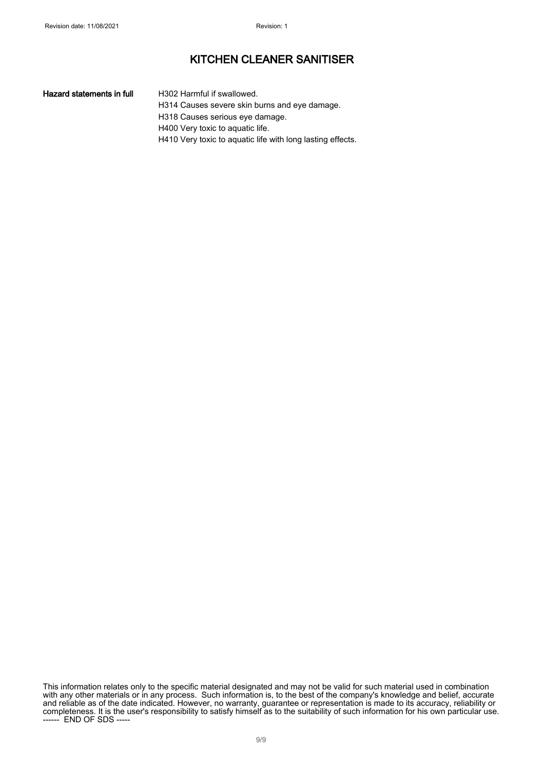**Hazard statements in full**

H302 Harmful if swallowed.
H314 Causes severe skin burns and eye damage.
H318 Causes serious eye damage.
H400 Very toxic to aquatic life.
H410 Very toxic to aquatic life with long lasting effects.

This information relates only to the specific material designated and may not be valid for such material used in combination with any other materials or in any process. Such information is, to the best of the company's knowledge and belief, accurate and reliable as of the date indicated. However, no warranty, guarantee or representation is made to its accuracy, reliability or completeness. It is the user's responsibility to satisfy himself as to the suitability of such information for his own particular use.
------ END OF SDS -----